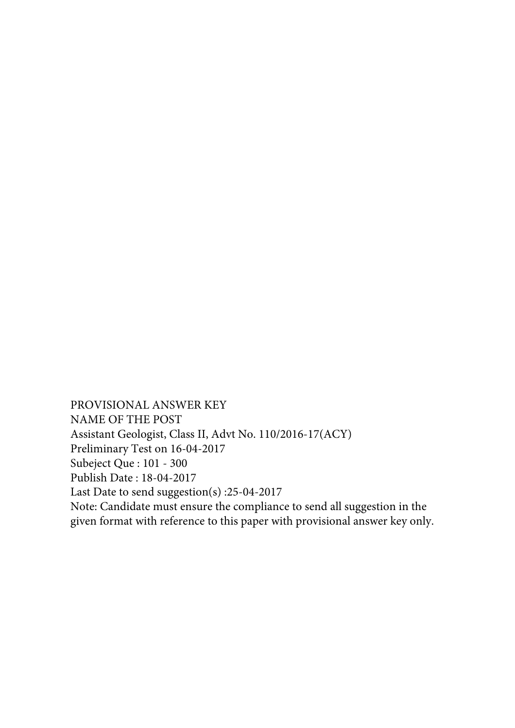PROVISIONAL ANSWER KEY

NAME OF THE POST

Assistant Geologist, Class II, Advt No. 110/2016-17(ACY)

Preliminary Test on 16-04-2017

Subeject Que : 101 - 300

Publish Date : 18-04-2017

Last Date to send suggestion(s) :25-04-2017

Note: Candidate must ensure the compliance to send all suggestion in the given format with reference to this paper with provisional answer key only.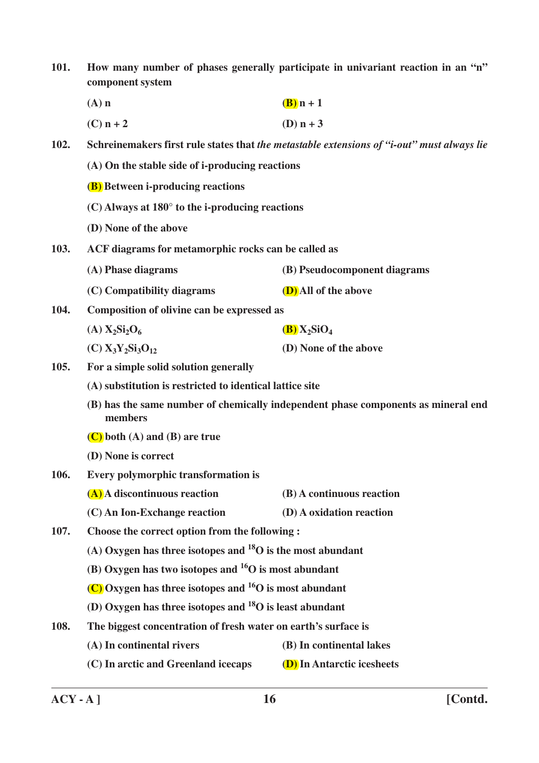**101.** **How many number of phases generally participate in univariant reaction in an "n" component system**

**(A) n** &nbsp;&nbsp;&nbsp;&nbsp; **(B) n + 1**

**(C) n + 2** &nbsp;&nbsp;&nbsp;&nbsp; **(D) n + 3**

**102.** **Schreinemakers first rule states that *the metastable extensions of "i-out" must always lie***

**(A) On the stable side of i-producing reactions**

**(B) Between i-producing reactions**

**(C) Always at 180° to the i-producing reactions**

**(D) None of the above**

**103.** **ACF diagrams for metamorphic rocks can be called as**

**(A) Phase diagrams** &nbsp;&nbsp;&nbsp;&nbsp; **(B) Pseudocomponent diagrams**

**(C) Compatibility diagrams** &nbsp;&nbsp;&nbsp;&nbsp; **(D) All of the above**

**104.** **Composition of olivine can be expressed as**

**(A) $X_2Si_2O_6$** &nbsp;&nbsp;&nbsp;&nbsp; **(B) $X_2SiO_4$**

**(C) $X_3Y_2Si_3O_{12}$** &nbsp;&nbsp;&nbsp;&nbsp; **(D) None of the above**

**105.** **For a simple solid solution generally**

**(A) substitution is restricted to identical lattice site**

**(B) has the same number of chemically independent phase components as mineral end members**

**(C) both (A) and (B) are true**

**(D) None is correct**

**106.** **Every polymorphic transformation is**

**(A) A discontinuous reaction** &nbsp;&nbsp;&nbsp;&nbsp; **(B) A continuous reaction**

**(C) An Ion-Exchange reaction** &nbsp;&nbsp;&nbsp;&nbsp; **(D) A oxidation reaction**

**107.** **Choose the correct option from the following :**

**(A) Oxygen has three isotopes and $^{18}O$ is the most abundant**

**(B) Oxygen has two isotopes and $^{16}O$ is most abundant**

**(C) Oxygen has three isotopes and $^{16}O$ is most abundant**

**(D) Oxygen has three isotopes and $^{18}O$ is least abundant**

**108.** **The biggest concentration of fresh water on earth's surface is**

**(A) In continental rivers** &nbsp;&nbsp;&nbsp;&nbsp; **(B) In continental lakes**

**(C) In arctic and Greenland icecaps** &nbsp;&nbsp;&nbsp;&nbsp; **(D) In Antarctic icesheets**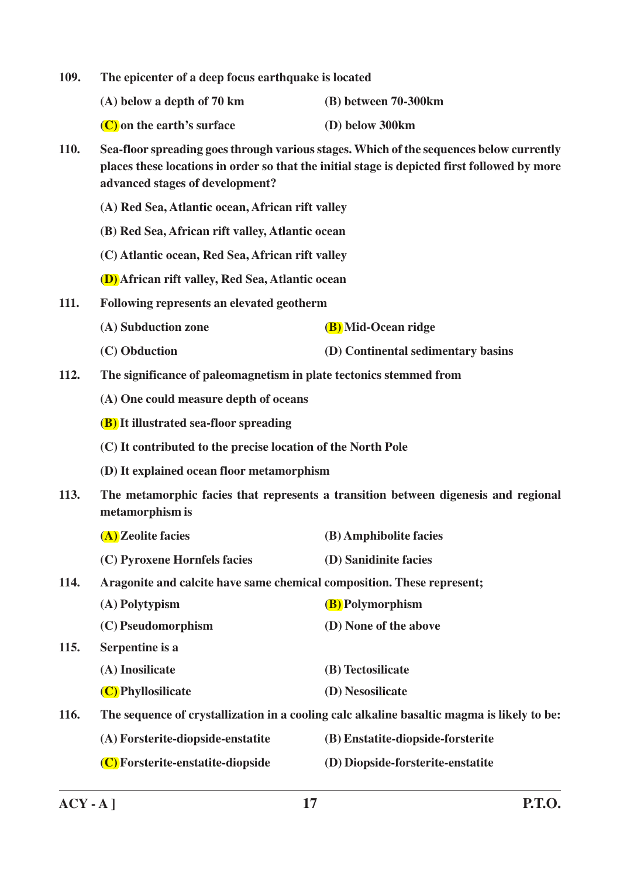109. The epicenter of a deep focus earthquake is located

(A) below a depth of 70 km
(B) between 70-300km
(C) on the earth's surface
(D) below 300km

110. Sea-floor spreading goes through various stages. Which of the sequences below currently places these locations in order so that the initial stage is depicted first followed by more advanced stages of development?

(A) Red Sea, Atlantic ocean, African rift valley
(B) Red Sea, African rift valley, Atlantic ocean
(C) Atlantic ocean, Red Sea, African rift valley
(D) African rift valley, Red Sea, Atlantic ocean

111. Following represents an elevated geotherm

(A) Subduction zone
(B) Mid-Ocean ridge
(C) Obduction
(D) Continental sedimentary basins

112. The significance of paleomagnetism in plate tectonics stemmed from

(A) One could measure depth of oceans
(B) It illustrated sea-floor spreading
(C) It contributed to the precise location of the North Pole
(D) It explained ocean floor metamorphism

113. The metamorphic facies that represents a transition between digenesis and regional metamorphism is

(A) Zeolite facies
(B) Amphibolite facies
(C) Pyroxene Hornfels facies
(D) Sanidinite facies

114. Aragonite and calcite have same chemical composition. These represent;

(A) Polytypism
(B) Polymorphism
(C) Pseudomorphism
(D) None of the above

115. Serpentine is a

(A) Inosilicate
(B) Tectosilicate
(C) Phyllosilicate
(D) Nesosilicate

116. The sequence of crystallization in a cooling calc alkaline basaltic magma is likely to be:

(A) Forsterite-diopside-enstatite
(B) Enstatite-diopside-forsterite
(C) Forsterite-enstatite-diopside
(D) Diopside-forsterite-enstatite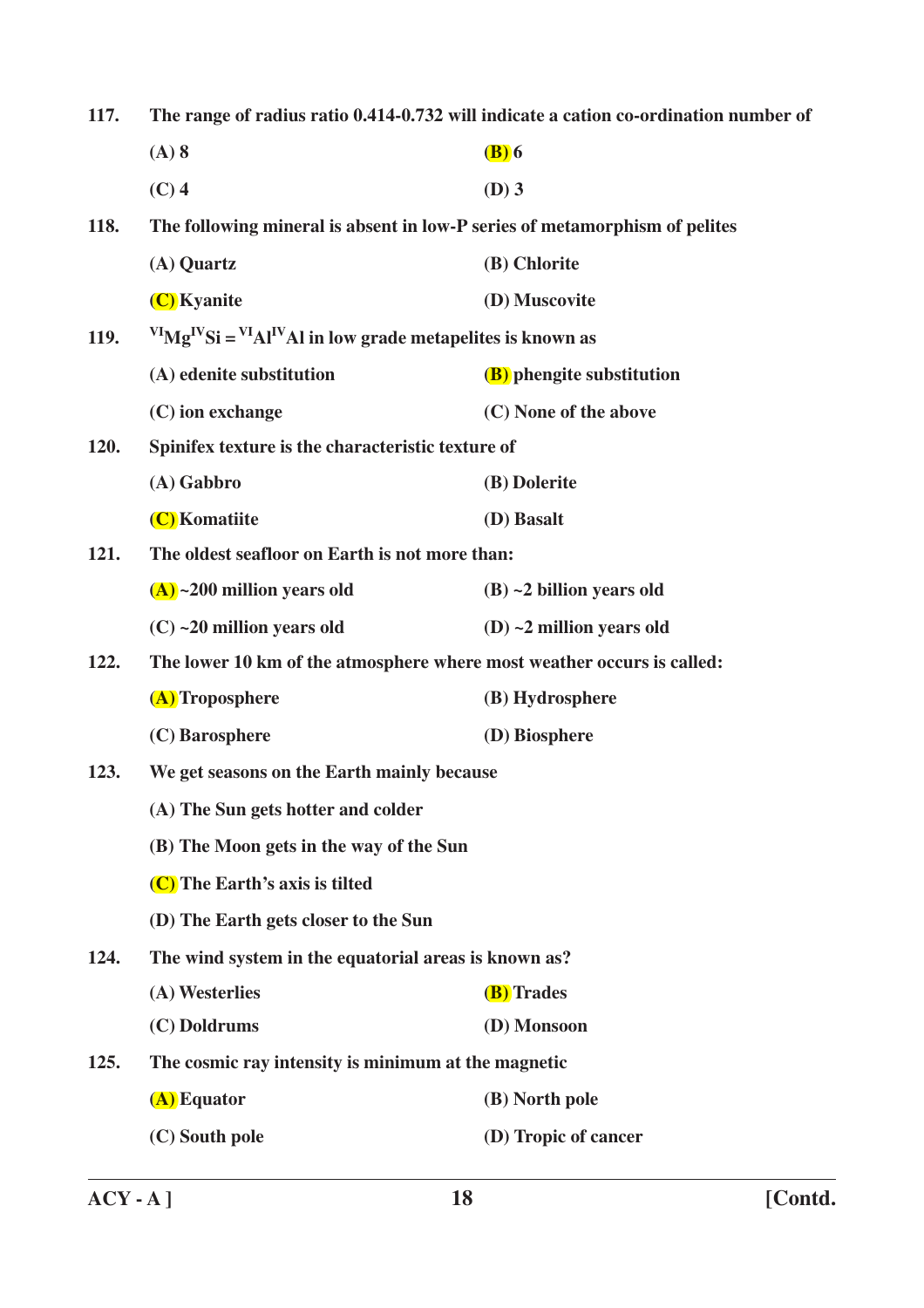117. **The range of radius ratio 0.414-0.732 will indicate a cation co-ordination number of**

(A) 8 (B) 6

(C) 4 (D) 3

118. **The following mineral is absent in low-P series of metamorphism of pelites**

(A) Quartz (B) Chlorite

(C) Kyanite (D) Muscovite

119. **$^{VI}Mg^{IV}Si = ^{VI}Al^{IV}Al$ in low grade metapelites is known as**

(A) edenite substitution (B) phengite substitution

(C) ion exchange (C) None of the above

120. **Spinifex texture is the characteristic texture of**

(A) Gabbro (B) Dolerite

(C) Komatiite (D) Basalt

121. **The oldest seafloor on Earth is not more than:**

(A) ~200 million years old (B) ~2 billion years old

(C) ~20 million years old (D) ~2 million years old

122. **The lower 10 km of the atmosphere where most weather occurs is called:**

(A) Troposphere (B) Hydrosphere

(C) Barosphere (D) Biosphere

123. **We get seasons on the Earth mainly because**

(A) The Sun gets hotter and colder

(B) The Moon gets in the way of the Sun

(C) The Earth's axis is tilted

(D) The Earth gets closer to the Sun

124. **The wind system in the equatorial areas is known as?**

(A) Westerlies (B) Trades

(C) Doldrums (D) Monsoon

125. **The cosmic ray intensity is minimum at the magnetic**

(A) Equator (B) North pole

(C) South pole (D) Tropic of cancer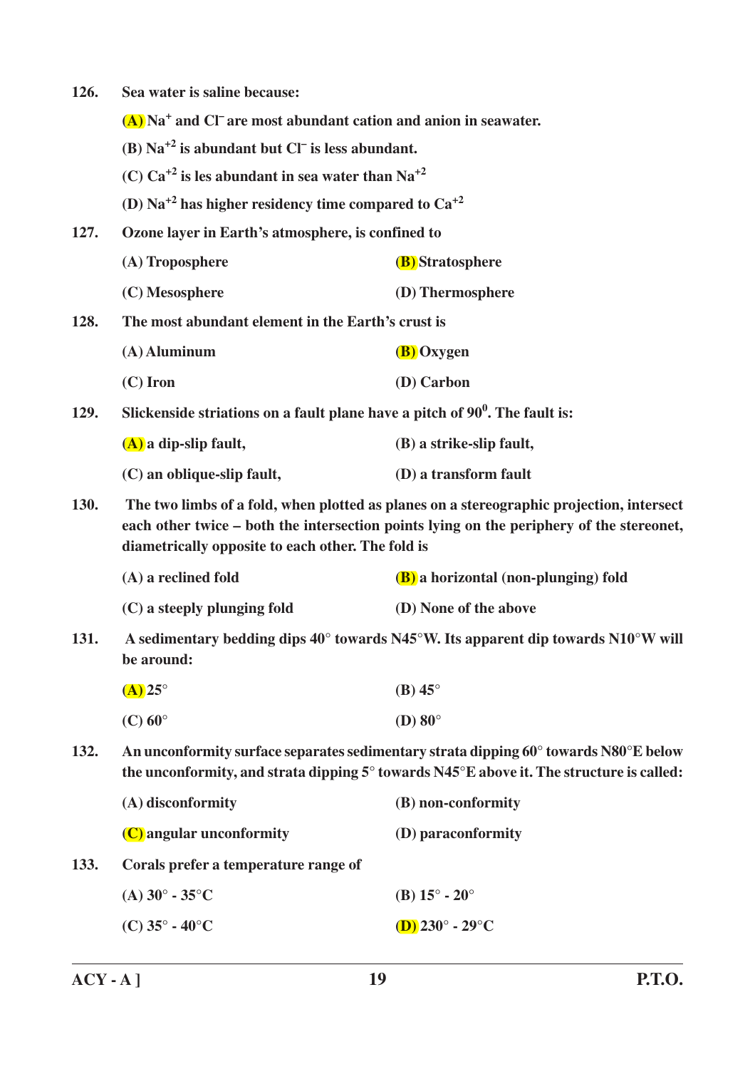126. **Sea water is saline because:**

**(A) $Na^+$ and $Cl^-$ are most abundant cation and anion in seawater.**

**(B) $Na^{+2}$ is abundant but $Cl^-$ is less abundant.**

**(C) $Ca^{+2}$ is les abundant in sea water than $Na^{+2}$**

**(D) $Na^{+2}$ has higher residency time compared to $Ca^{+2}$**

127. **Ozone layer in Earth's atmosphere, is confined to**

**(A) Troposphere** **(B) Stratosphere**

**(C) Mesosphere** **(D) Thermosphere**

128. **The most abundant element in the Earth's crust is**

**(A) Aluminum** **(B) Oxygen**

**(C) Iron** **(D) Carbon**

129. **Slickenside striations on a fault plane have a pitch of $90^0$. The fault is:**

**(A) a dip-slip fault,** **(B) a strike-slip fault,**

**(C) an oblique-slip fault,** **(D) a transform fault**

130. **The two limbs of a fold, when plotted as planes on a stereographic projection, intersect each other twice – both the intersection points lying on the periphery of the stereonet, diametrically opposite to each other. The fold is**

**(A) a reclined fold** **(B) a horizontal (non-plunging) fold**

**(C) a steeply plunging fold** **(D) None of the above**

131. **A sedimentary bedding dips 40° towards N45°W. Its apparent dip towards N10°W will be around:**

**(A) 25°** **(B) 45°**

**(C) 60°** **(D) 80°**

132. **An unconformity surface separates sedimentary strata dipping 60° towards N80°E below the unconformity, and strata dipping 5° towards N45°E above it. The structure is called:**

**(A) disconformity** **(B) non-conformity**

**(C) angular unconformity** **(D) paraconformity**

133. **Corals prefer a temperature range of**

**(A) 30° - 35°C** **(B) 15° - 20°**

**(C) 35° - 40°C** **(D) 230° - 29°C**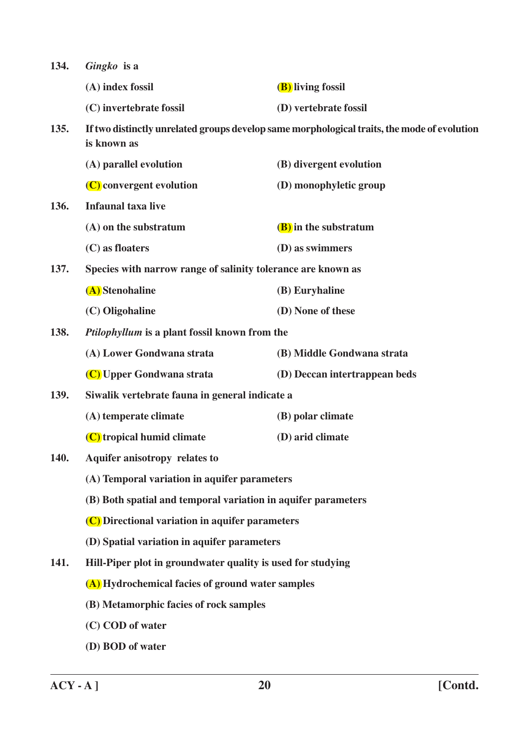**134.** ***Gingko* is a**

**(A) index fossil** **(B) living fossil**

**(C) invertebrate fossil** **(D) vertebrate fossil**

**135.** **If two distinctly unrelated groups develop same morphological traits, the mode of evolution is known as**

**(A) parallel evolution** **(B) divergent evolution**

**(C) convergent evolution** **(D) monophyletic group**

**136.** **Infaunal taxa live**

**(A) on the substratum** **(B) in the substratum**

**(C) as floaters** **(D) as swimmers**

**137.** **Species with narrow range of salinity tolerance are known as**

**(A) Stenohaline** **(B) Euryhaline**

**(C) Oligohaline** **(D) None of these**

**138.** ***Ptilophyllum* is a plant fossil known from the**

**(A) Lower Gondwana strata** **(B) Middle Gondwana strata**

**(C) Upper Gondwana strata** **(D) Deccan intertrappean beds**

**139.** **Siwalik vertebrate fauna in general indicate a**

**(A) temperate climate** **(B) polar climate**

**(C) tropical humid climate** **(D) arid climate**

**140.** **Aquifer anisotropy relates to**

**(A) Temporal variation in aquifer parameters**

**(B) Both spatial and temporal variation in aquifer parameters**

**(C) Directional variation in aquifer parameters**

**(D) Spatial variation in aquifer parameters**

**141.** **Hill-Piper plot in groundwater quality is used for studying**

**(A) Hydrochemical facies of ground water samples**

**(B) Metamorphic facies of rock samples**

**(C) COD of water**

**(D) BOD of water**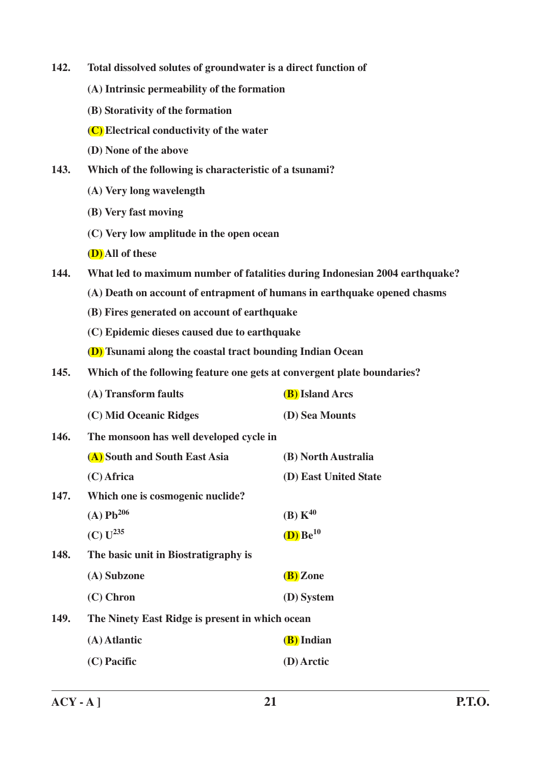**142. Total dissolved solutes of groundwater is a direct function of**

(A) Intrinsic permeability of the formation

(B) Storativity of the formation

(C) Electrical conductivity of the water

(D) None of the above

**143. Which of the following is characteristic of a tsunami?**

(A) Very long wavelength

(B) Very fast moving

(C) Very low amplitude in the open ocean

(D) All of these

**144. What led to maximum number of fatalities during Indonesian 2004 earthquake?**

(A) Death on account of entrapment of humans in earthquake opened chasms

(B) Fires generated on account of earthquake

(C) Epidemic dieses caused due to earthquake

(D) Tsunami along the coastal tract bounding Indian Ocean

**145. Which of the following feature one gets at convergent plate boundaries?**

(A) Transform faults

(B) Island Arcs

(C) Mid Oceanic Ridges

(D) Sea Mounts

**146. The monsoon has well developed cycle in**

(A) South and South East Asia

(B) North Australia

(C) Africa

(D) East United State

**147. Which one is cosmogenic nuclide?**

(A) $Pb^{206}$

(B) $K^{40}$

(C) $U^{235}$

(D) $Be^{10}$

**148. The basic unit in Biostratigraphy is**

(A) Subzone

(B) Zone

(C) Chron

(D) System

**149. The Ninety East Ridge is present in which ocean**

(A) Atlantic

(B) Indian

(C) Pacific

(D) Arctic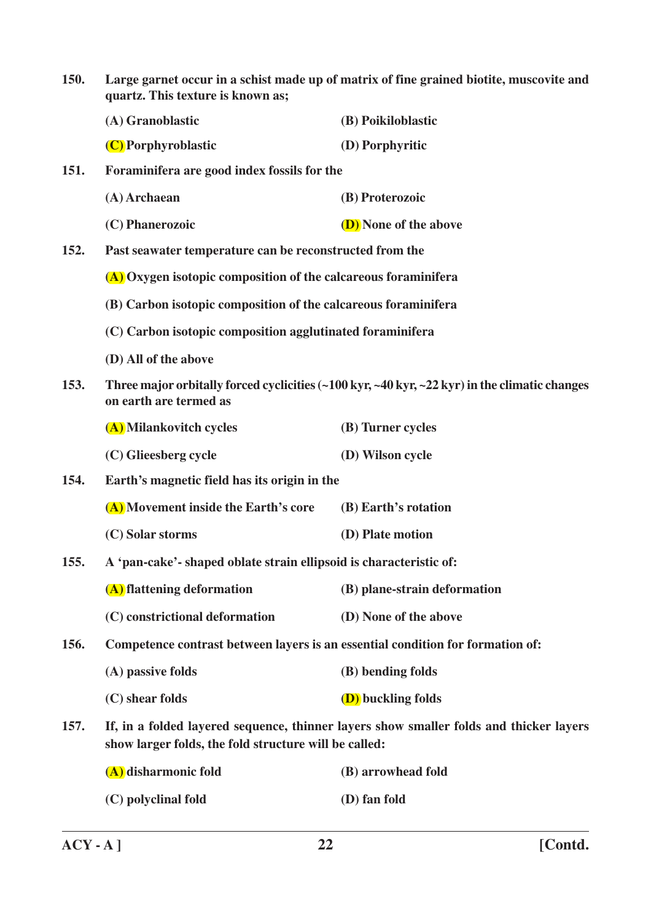150. **Large garnet occur in a schist made up of matrix of fine grained biotite, muscovite and quartz. This texture is known as;**

(A) Granoblastic (B) Poikiloblastic

(C) Porphyroblastic (D) Porphyritic

151. **Foraminifera are good index fossils for the**

(A) Archaean (B) Proterozoic

(C) Phanerozoic (D) None of the above

152. **Past seawater temperature can be reconstructed from the**

(A) Oxygen isotopic composition of the calcareous foraminifera

(B) Carbon isotopic composition of the calcareous foraminifera

(C) Carbon isotopic composition agglutinated foraminifera

(D) All of the above

153. **Three major orbitally forced cyclicities (~100 kyr, ~40 kyr, ~22 kyr) in the climatic changes on earth are termed as**

(A) Milankovitch cycles (B) Turner cycles

(C) Glieesberg cycle (D) Wilson cycle

154. **Earth's magnetic field has its origin in the**

(A) Movement inside the Earth's core (B) Earth's rotation

(C) Solar storms (D) Plate motion

155. **A 'pan-cake'- shaped oblate strain ellipsoid is characteristic of:**

(A) flattening deformation (B) plane-strain deformation

(C) constrictional deformation (D) None of the above

156. **Competence contrast between layers is an essential condition for formation of:**

(A) passive folds (B) bending folds

(C) shear folds (D) buckling folds

157. **If, in a folded layered sequence, thinner layers show smaller folds and thicker layers show larger folds, the fold structure will be called:**

(A) disharmonic fold (B) arrowhead fold

(C) polyclinal fold (D) fan fold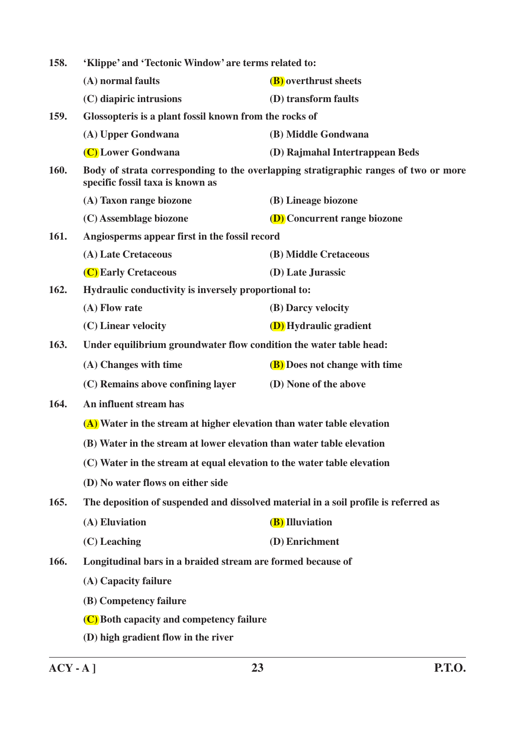**158.** **'Klippe' and 'Tectonic Window' are terms related to:**

**(A) normal faults** **(B) overthrust sheets**

**(C) diapiric intrusions** **(D) transform faults**

**159.** **Glossopteris is a plant fossil known from the rocks of**

**(A) Upper Gondwana** **(B) Middle Gondwana**

**(C) Lower Gondwana** **(D) Rajmahal Intertrappean Beds**

**160.** **Body of strata corresponding to the overlapping stratigraphic ranges of two or more specific fossil taxa is known as**

**(A) Taxon range biozone** **(B) Lineage biozone**

**(C) Assemblage biozone** **(D) Concurrent range biozone**

**161.** **Angiosperms appear first in the fossil record**

**(A) Late Cretaceous** **(B) Middle Cretaceous**

**(C) Early Cretaceous** **(D) Late Jurassic**

**162.** **Hydraulic conductivity is inversely proportional to:**

**(A) Flow rate** **(B) Darcy velocity**

**(C) Linear velocity** **(D) Hydraulic gradient**

**163.** **Under equilibrium groundwater flow condition the water table head:**

**(A) Changes with time** **(B) Does not change with time**

**(C) Remains above confining layer** **(D) None of the above**

**164.** **An influent stream has**

**(A) Water in the stream at higher elevation than water table elevation**

**(B) Water in the stream at lower elevation than water table elevation**

**(C) Water in the stream at equal elevation to the water table elevation**

**(D) No water flows on either side**

**165.** **The deposition of suspended and dissolved material in a soil profile is referred as**

**(A) Eluviation** **(B) Illuviation**

**(C) Leaching** **(D) Enrichment**

**166.** **Longitudinal bars in a braided stream are formed because of**

**(A) Capacity failure**

**(B) Competency failure**

**(C) Both capacity and competency failure**

**(D) high gradient flow in the river**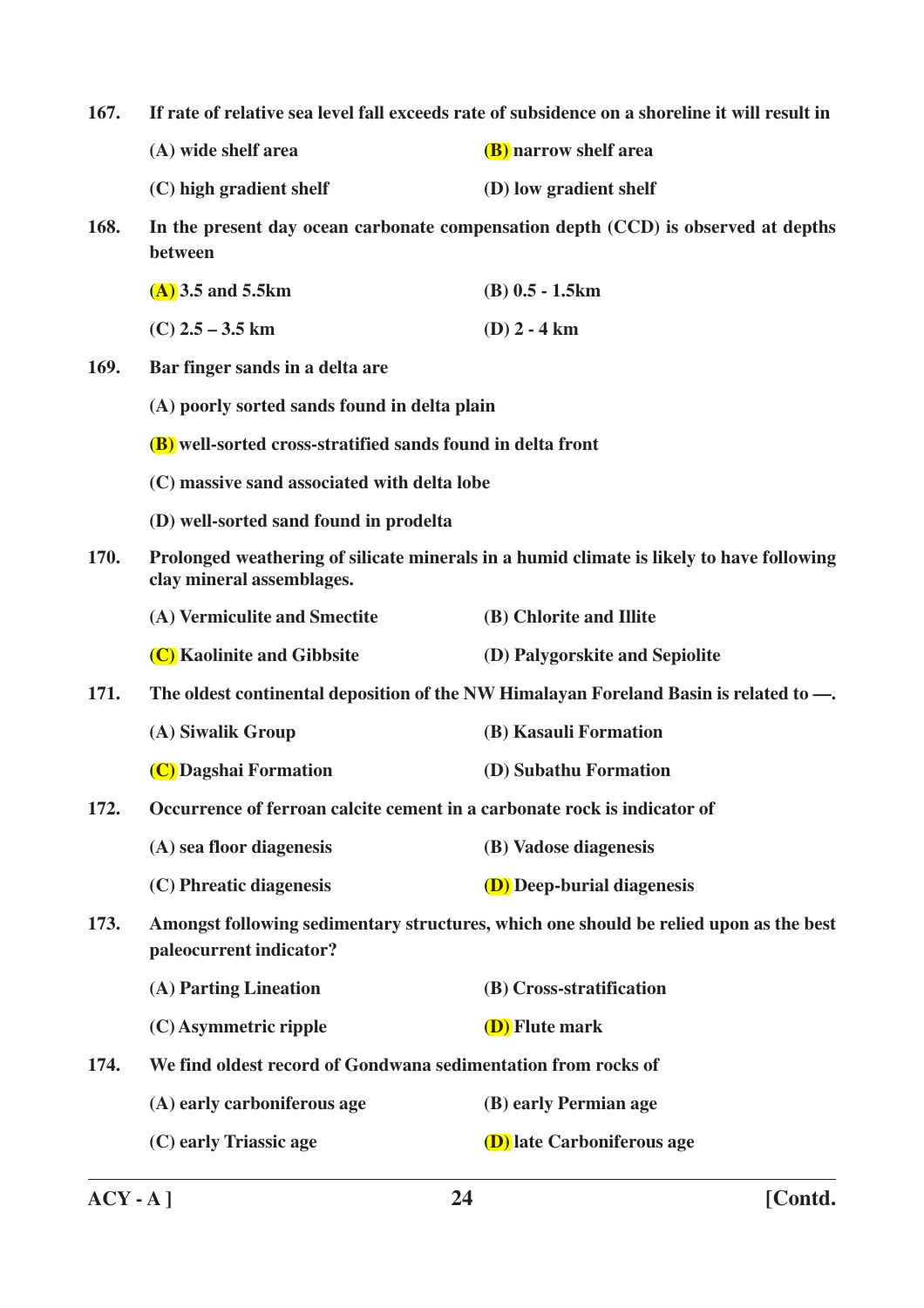167. If rate of relative sea level fall exceeds rate of subsidence on a shoreline it will result in

(A) wide shelf area
(B) narrow shelf area
(C) high gradient shelf
(D) low gradient shelf

168. In the present day ocean carbonate compensation depth (CCD) is observed at depths between

(A) 3.5 and 5.5km
(B) 0.5 - 1.5km
(C) 2.5 – 3.5 km
(D) 2 - 4 km

169. Bar finger sands in a delta are

(A) poorly sorted sands found in delta plain

(B) well-sorted cross-stratified sands found in delta front

(C) massive sand associated with delta lobe

(D) well-sorted sand found in prodelta

170. Prolonged weathering of silicate minerals in a humid climate is likely to have following clay mineral assemblages.

(A) Vermiculite and Smectite
(B) Chlorite and Illite
(C) Kaolinite and Gibbsite
(D) Palygorskite and Sepiolite

171. The oldest continental deposition of the NW Himalayan Foreland Basin is related to —.

(A) Siwalik Group
(B) Kasauli Formation
(C) Dagshai Formation
(D) Subathu Formation

172. Occurrence of ferroan calcite cement in a carbonate rock is indicator of

(A) sea floor diagenesis
(B) Vadose diagenesis
(C) Phreatic diagenesis
(D) Deep-burial diagenesis

173. Amongst following sedimentary structures, which one should be relied upon as the best paleocurrent indicator?

(A) Parting Lineation
(B) Cross-stratification
(C) Asymmetric ripple
(D) Flute mark

174. We find oldest record of Gondwana sedimentation from rocks of

(A) early carboniferous age
(B) early Permian age
(C) early Triassic age
(D) late Carboniferous age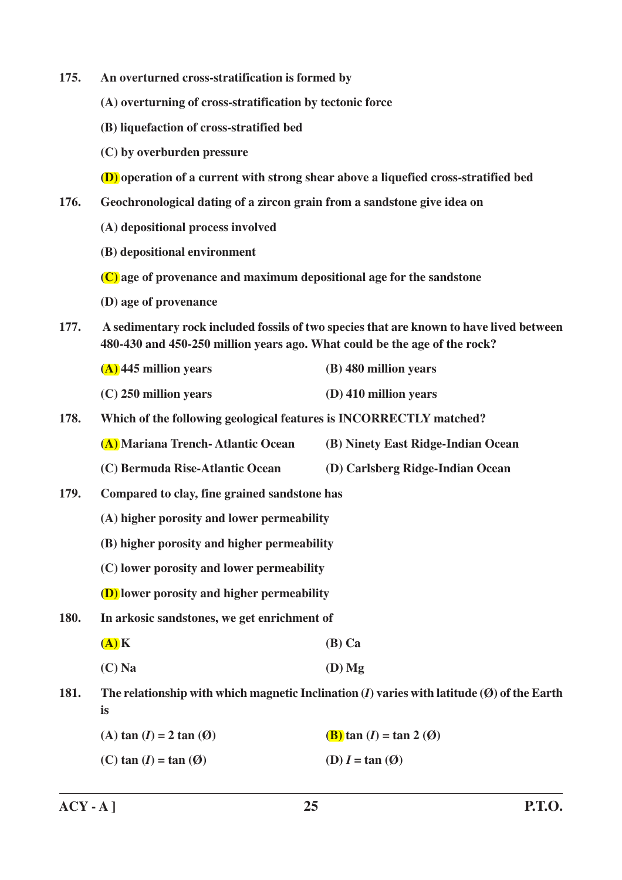175. An overturned cross-stratification is formed by

(A) overturning of cross-stratification by tectonic force

(B) liquefaction of cross-stratified bed

(C) by overburden pressure

(D) operation of a current with strong shear above a liquefied cross-stratified bed

176. Geochronological dating of a zircon grain from a sandstone give idea on

(A) depositional process involved

(B) depositional environment

(C) age of provenance and maximum depositional age for the sandstone

(D) age of provenance

177. A sedimentary rock included fossils of two species that are known to have lived between 480-430 and 450-250 million years ago. What could be the age of the rock?

(A) 445 million years
(B) 480 million years
(C) 250 million years
(D) 410 million years

178. Which of the following geological features is INCORRECTLY matched?

(A) Mariana Trench- Atlantic Ocean
(B) Ninety East Ridge-Indian Ocean
(C) Bermuda Rise-Atlantic Ocean
(D) Carlsberg Ridge-Indian Ocean

179. Compared to clay, fine grained sandstone has

(A) higher porosity and lower permeability

(B) higher porosity and higher permeability

(C) lower porosity and lower permeability

(D) lower porosity and higher permeability

180. In arkosic sandstones, we get enrichment of

(A) K
(B) Ca
(C) Na
(D) Mg

181. The relationship with which magnetic Inclination ($I$) varies with latitude (Ø) of the Earth is

(A) $\tan(I) = 2\tan(Ø)$
(B) $\tan(I) = \tan 2(Ø)$
(C) $\tan(I) = \tan(Ø)$
(D) $I = \tan(Ø)$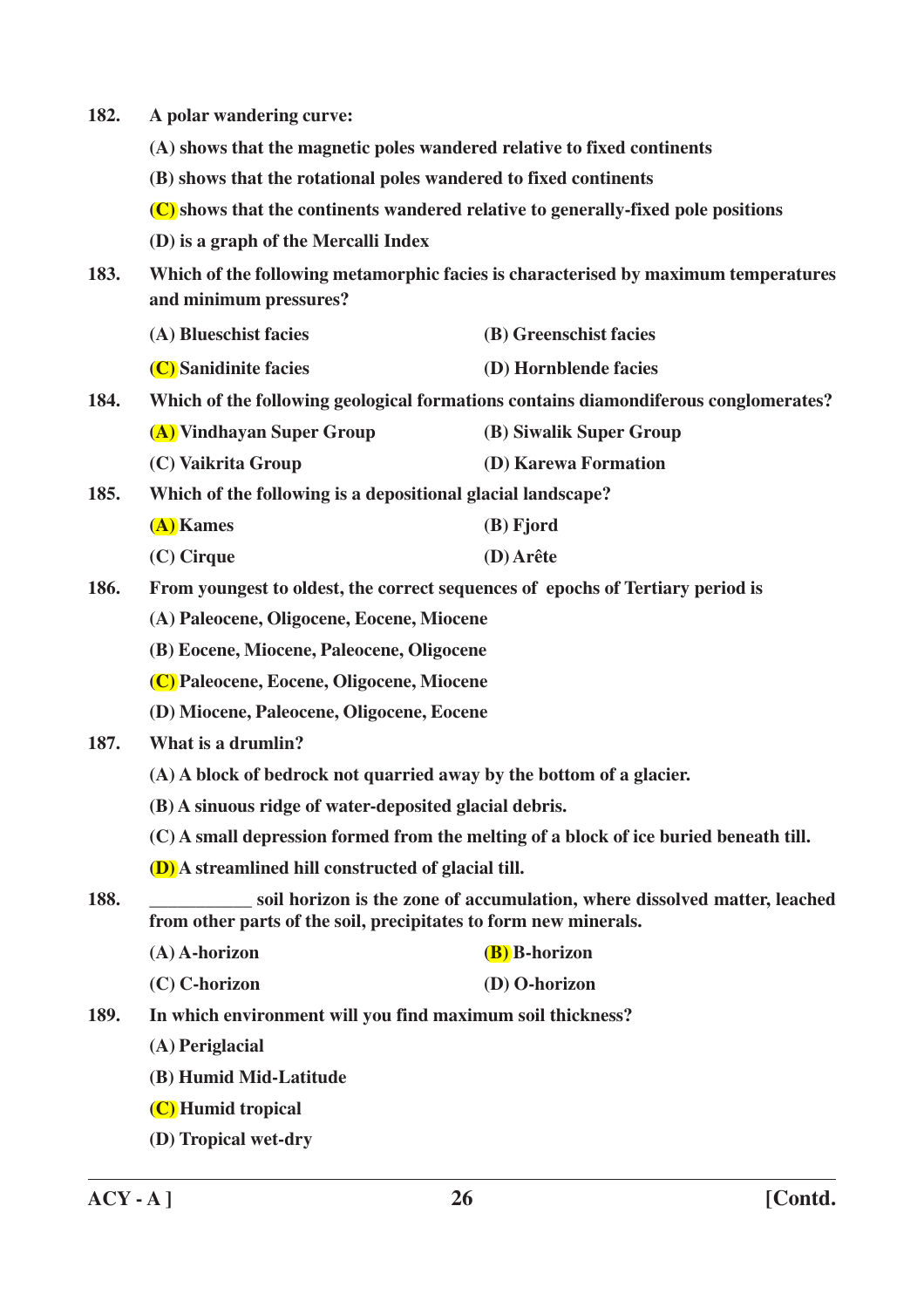182. A polar wandering curve:

(A) shows that the magnetic poles wandered relative to fixed continents

(B) shows that the rotational poles wandered to fixed continents

(C) shows that the continents wandered relative to generally-fixed pole positions

(D) is a graph of the Mercalli Index

183. Which of the following metamorphic facies is characterised by maximum temperatures and minimum pressures?

(A) Blueschist facies  (B) Greenschist facies

(C) Sanidinite facies  (D) Hornblende facies

184. Which of the following geological formations contains diamondiferous conglomerates?

(A) Vindhayan Super Group  (B) Siwalik Super Group

(C) Vaikrita Group  (D) Karewa Formation

185. Which of the following is a depositional glacial landscape?

(A) Kames  (B) Fjord

(C) Cirque  (D) Arête

186. From youngest to oldest, the correct sequences of epochs of Tertiary period is

(A) Paleocene, Oligocene, Eocene, Miocene

(B) Eocene, Miocene, Paleocene, Oligocene

(C) Paleocene, Eocene, Oligocene, Miocene

(D) Miocene, Paleocene, Oligocene, Eocene

187. What is a drumlin?

(A) A block of bedrock not quarried away by the bottom of a glacier.

(B) A sinuous ridge of water-deposited glacial debris.

(C) A small depression formed from the melting of a block of ice buried beneath till.

(D) A streamlined hill constructed of glacial till.

188. ___________ soil horizon is the zone of accumulation, where dissolved matter, leached from other parts of the soil, precipitates to form new minerals.

(A) A-horizon  (B) B-horizon

(C) C-horizon  (D) O-horizon

189. In which environment will you find maximum soil thickness?

(A) Periglacial

(B) Humid Mid-Latitude

(C) Humid tropical

(D) Tropical wet-dry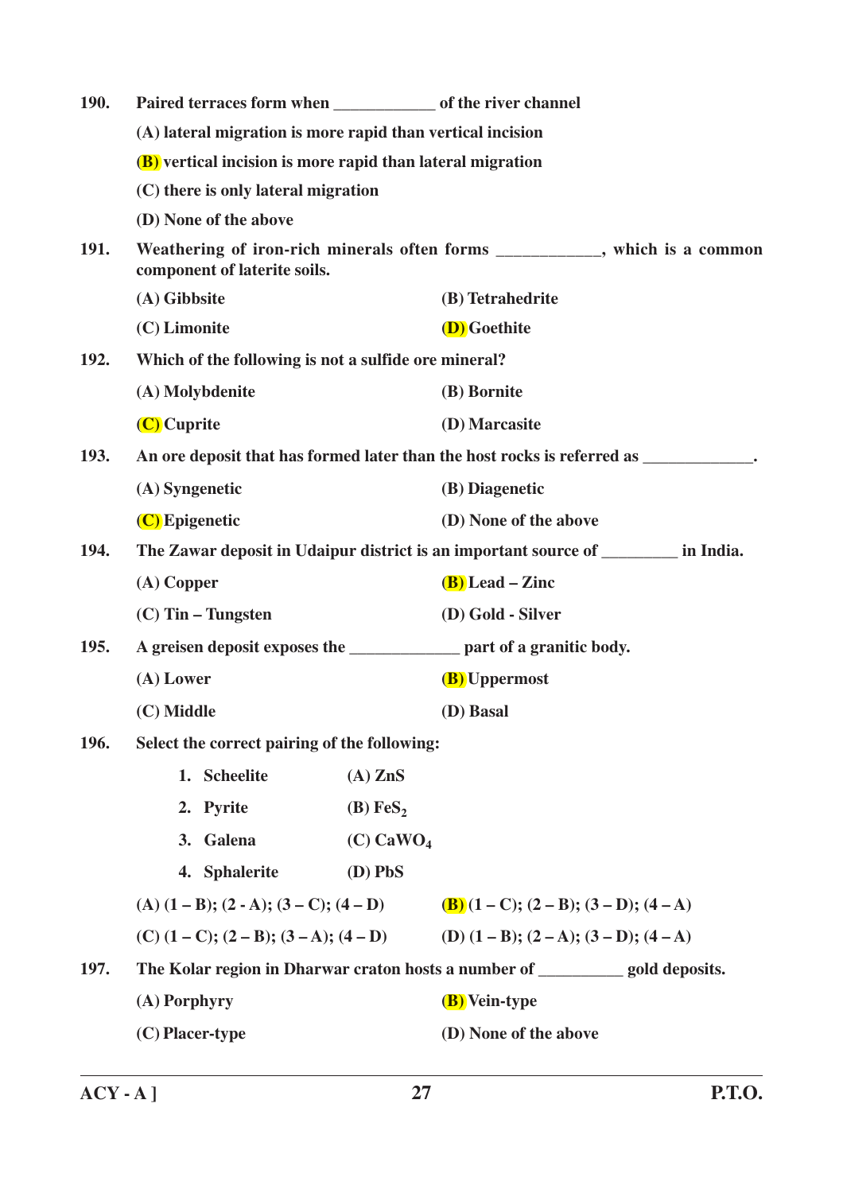190. **Paired terraces form when ____________ of the river channel**

(A) lateral migration is more rapid than vertical incision

(B) vertical incision is more rapid than lateral migration

(C) there is only lateral migration

(D) None of the above

191. **Weathering of iron-rich minerals often forms ____________, which is a common component of laterite soils.**

(A) Gibbsite
(B) Tetrahedrite
(C) Limonite
(D) Goethite

192. **Which of the following is not a sulfide ore mineral?**

(A) Molybdenite
(B) Bornite
(C) Cuprite
(D) Marcasite

193. **An ore deposit that has formed later than the host rocks is referred as _____________.**

(A) Syngenetic
(B) Diagenetic
(C) Epigenetic
(D) None of the above

194. **The Zawar deposit in Udaipur district is an important source of _________ in India.**

(A) Copper
(B) Lead – Zinc
(C) Tin – Tungsten
(D) Gold - Silver

195. **A greisen deposit exposes the _____________ part of a granitic body.**

(A) Lower
(B) Uppermost
(C) Middle
(D) Basal

196. **Select the correct pairing of the following:**

| | |
|---|---|
| 1. Scheelite | (A) $ZnS$ |
| 2. Pyrite | (B) $FeS_2$ |
| 3. Galena | (C) $CaWO_4$ |
| 4. Sphalerite | (D) $PbS$ |

(A) (1 – B); (2 - A); (3 – C); (4 – D)
(B) (1 – C); (2 – B); (3 – D); (4 – A)
(C) (1 – C); (2 – B); (3 – A); (4 – D)
(D) (1 – B); (2 – A); (3 – D); (4 – A)

197. **The Kolar region in Dharwar craton hosts a number of __________ gold deposits.**

(A) Porphyry
(B) Vein-type
(C) Placer-type
(D) None of the above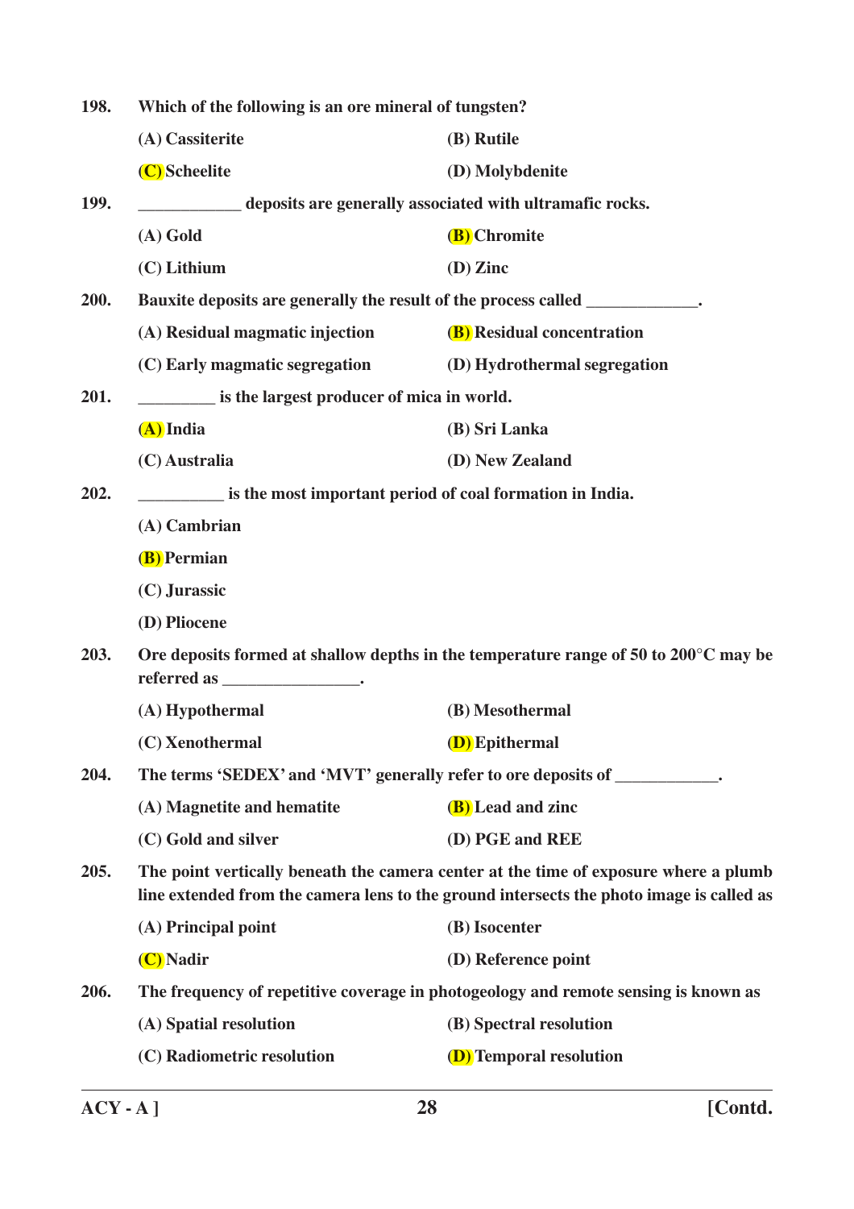**198.** **Which of the following is an ore mineral of tungsten?**

**(A) Cassiterite** **(B) Rutile**

**(C) Scheelite** **(D) Molybdenite**

**199.** **____________ deposits are generally associated with ultramafic rocks.**

**(A) Gold** **(B) Chromite**

**(C) Lithium** **(D) Zinc**

**200.** **Bauxite deposits are generally the result of the process called _____________.**

**(A) Residual magmatic injection** **(B) Residual concentration**

**(C) Early magmatic segregation** **(D) Hydrothermal segregation**

**201.** **_________ is the largest producer of mica in world.**

**(A) India** **(B) Sri Lanka**

**(C) Australia** **(D) New Zealand**

**202.** **__________ is the most important period of coal formation in India.**

**(A) Cambrian**

**(B) Permian**

**(C) Jurassic**

**(D) Pliocene**

**203.** **Ore deposits formed at shallow depths in the temperature range of 50 to 200°C may be referred as ________________.**

**(A) Hypothermal** **(B) Mesothermal**

**(C) Xenothermal** **(D) Epithermal**

**204.** **The terms 'SEDEX' and 'MVT' generally refer to ore deposits of ____________.**

**(A) Magnetite and hematite** **(B) Lead and zinc**

**(C) Gold and silver** **(D) PGE and REE**

**205.** **The point vertically beneath the camera center at the time of exposure where a plumb line extended from the camera lens to the ground intersects the photo image is called as**

**(A) Principal point** **(B) Isocenter**

**(C) Nadir** **(D) Reference point**

**206.** **The frequency of repetitive coverage in photogeology and remote sensing is known as**

**(A) Spatial resolution** **(B) Spectral resolution**

**(C) Radiometric resolution** **(D) Temporal resolution**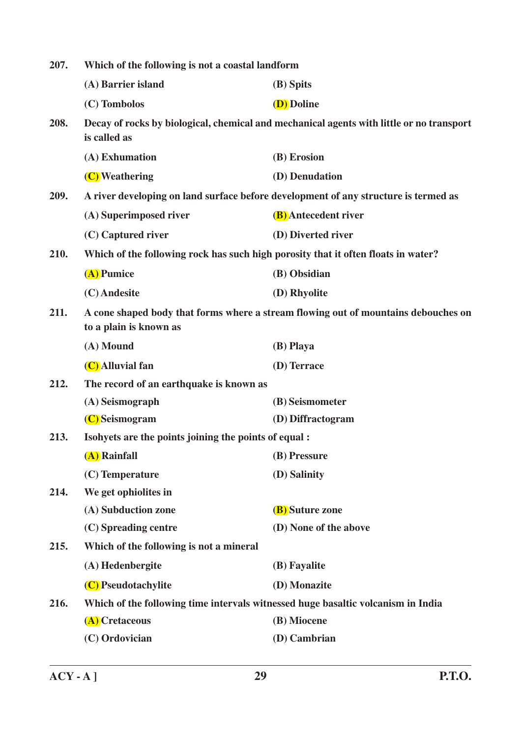**207. Which of the following is not a coastal landform**

(A) Barrier island  
(B) Spits  
(C) Tombolos  
(D) Doline

**208. Decay of rocks by biological, chemical and mechanical agents with little or no transport is called as**

(A) Exhumation  
(B) Erosion  
(C) Weathering  
(D) Denudation

**209. A river developing on land surface before development of any structure is termed as**

(A) Superimposed river  
(B) Antecedent river  
(C) Captured river  
(D) Diverted river

**210. Which of the following rock has such high porosity that it often floats in water?**

(A) Pumice  
(B) Obsidian  
(C) Andesite  
(D) Rhyolite

**211. A cone shaped body that forms where a stream flowing out of mountains debouches on to a plain is known as**

(A) Mound  
(B) Playa  
(C) Alluvial fan  
(D) Terrace

**212. The record of an earthquake is known as**

(A) Seismograph  
(B) Seismometer  
(C) Seismogram  
(D) Diffractogram

**213. Isohyets are the points joining the points of equal :**

(A) Rainfall  
(B) Pressure  
(C) Temperature  
(D) Salinity

**214. We get ophiolites in**

(A) Subduction zone  
(B) Suture zone  
(C) Spreading centre  
(D) None of the above

**215. Which of the following is not a mineral**

(A) Hedenbergite  
(B) Fayalite  
(C) Pseudotachylite  
(D) Monazite

**216. Which of the following time intervals witnessed huge basaltic volcanism in India**

(A) Cretaceous  
(B) Miocene  
(C) Ordovician  
(D) Cambrian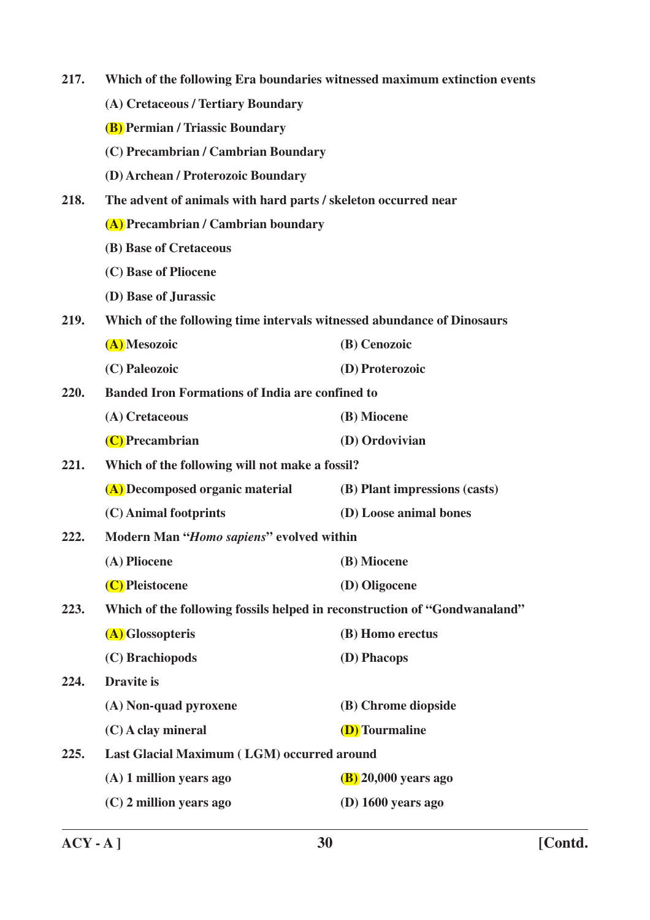**217.** **Which of the following Era boundaries witnessed maximum extinction events**

**(A) Cretaceous / Tertiary Boundary**

**(B) Permian / Triassic Boundary**

**(C) Precambrian / Cambrian Boundary**

**(D) Archean / Proterozoic Boundary**

**218.** **The advent of animals with hard parts / skeleton occurred near**

**(A) Precambrian / Cambrian boundary**

**(B) Base of Cretaceous**

**(C) Base of Pliocene**

**(D) Base of Jurassic**

**219.** **Which of the following time intervals witnessed abundance of Dinosaurs**

**(A) Mesozoic** **(B) Cenozoic**

**(C) Paleozoic** **(D) Proterozoic**

**220.** **Banded Iron Formations of India are confined to**

**(A) Cretaceous** **(B) Miocene**

**(C) Precambrian** **(D) Ordovivian**

**221.** **Which of the following will not make a fossil?**

**(A) Decomposed organic material** **(B) Plant impressions (casts)**

**(C) Animal footprints** **(D) Loose animal bones**

**222.** **Modern Man "*Homo sapiens*" evolved within**

**(A) Pliocene** **(B) Miocene**

**(C) Pleistocene** **(D) Oligocene**

**223.** **Which of the following fossils helped in reconstruction of "Gondwanaland"**

**(A) Glossopteris** **(B) Homo erectus**

**(C) Brachiopods** **(D) Phacops**

**224.** **Dravite is**

**(A) Non-quad pyroxene** **(B) Chrome diopside**

**(C) A clay mineral** **(D) Tourmaline**

**225.** **Last Glacial Maximum ( LGM) occurred around**

**(A) 1 million years ago** **(B) 20,000 years ago**

**(C) 2 million years ago** **(D) 1600 years ago**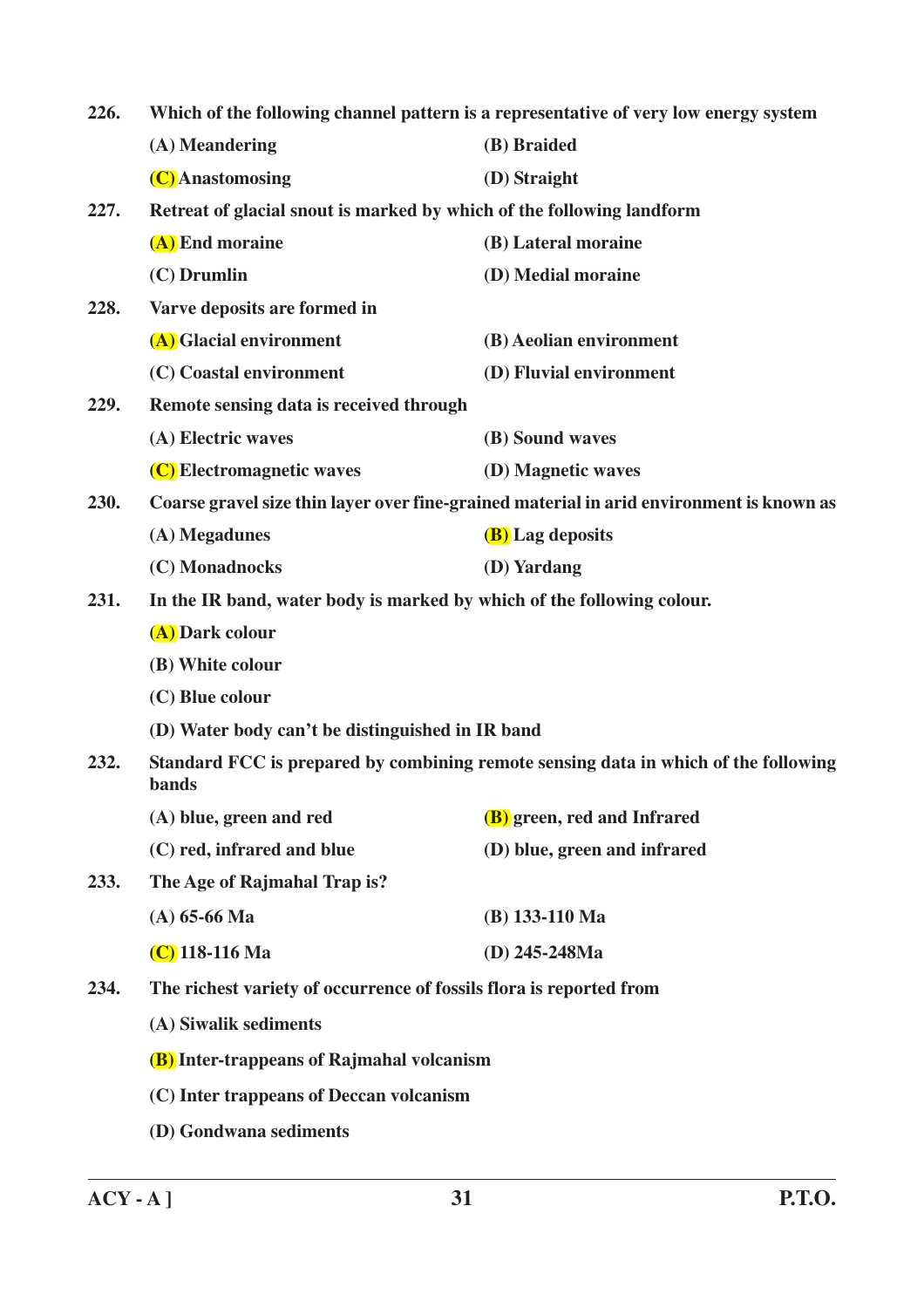226. Which of the following channel pattern is a representative of very low energy system

(A) Meandering (B) Braided

(C) Anastomosing (D) Straight

227. Retreat of glacial snout is marked by which of the following landform

(A) End moraine (B) Lateral moraine

(C) Drumlin (D) Medial moraine

228. Varve deposits are formed in

(A) Glacial environment (B) Aeolian environment

(C) Coastal environment (D) Fluvial environment

229. Remote sensing data is received through

(A) Electric waves (B) Sound waves

(C) Electromagnetic waves (D) Magnetic waves

230. Coarse gravel size thin layer over fine-grained material in arid environment is known as

(A) Megadunes (B) Lag deposits

(C) Monadnocks (D) Yardang

231. In the IR band, water body is marked by which of the following colour.

(A) Dark colour

(B) White colour

(C) Blue colour

(D) Water body can't be distinguished in IR band

232. Standard FCC is prepared by combining remote sensing data in which of the following bands

(A) blue, green and red (B) green, red and Infrared

(C) red, infrared and blue (D) blue, green and infrared

233. The Age of Rajmahal Trap is?

(A) 65-66 Ma (B) 133-110 Ma

(C) 118-116 Ma (D) 245-248Ma

234. The richest variety of occurrence of fossils flora is reported from

(A) Siwalik sediments

(B) Inter-trappeans of Rajmahal volcanism

(C) Inter trappeans of Deccan volcanism

(D) Gondwana sediments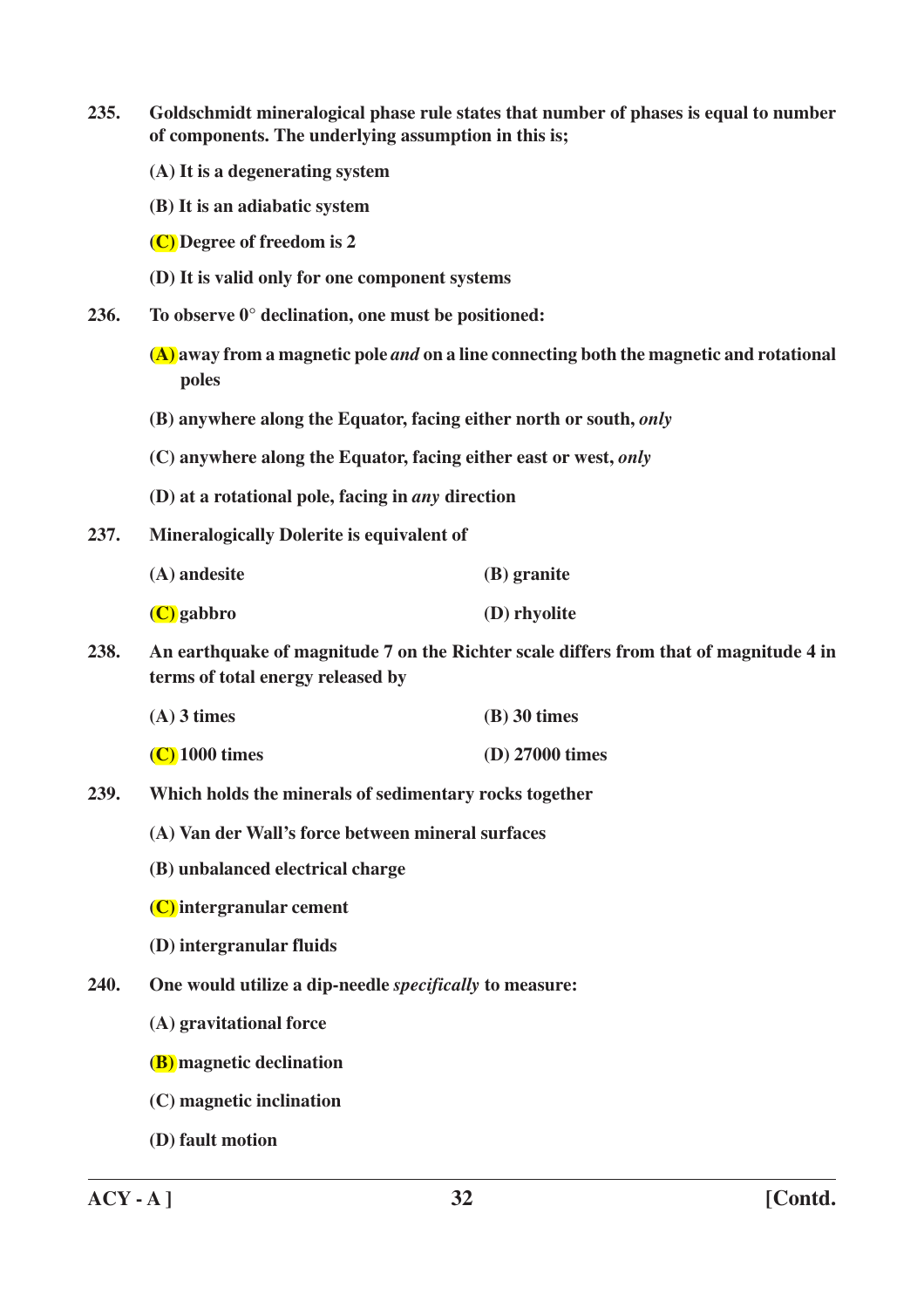**235.** **Goldschmidt mineralogical phase rule states that number of phases is equal to number of components. The underlying assumption in this is;**

**(A) It is a degenerating system**

**(B) It is an adiabatic system**

**(C) Degree of freedom is 2**

**(D) It is valid only for one component systems**

**236.** **To observe 0° declination, one must be positioned:**

**(A) away from a magnetic pole *and* on a line connecting both the magnetic and rotational poles**

**(B) anywhere along the Equator, facing either north or south, *only***

**(C) anywhere along the Equator, facing either east or west, *only***

**(D) at a rotational pole, facing in *any* direction**

**237.** **Mineralogically Dolerite is equivalent of**

**(A) andesite** **(B) granite**

**(C) gabbro** **(D) rhyolite**

**238.** **An earthquake of magnitude 7 on the Richter scale differs from that of magnitude 4 in terms of total energy released by**

**(A) 3 times** **(B) 30 times**

**(C) 1000 times** **(D) 27000 times**

**239.** **Which holds the minerals of sedimentary rocks together**

**(A) Van der Wall's force between mineral surfaces**

**(B) unbalanced electrical charge**

**(C) intergranular cement**

**(D) intergranular fluids**

**240.** **One would utilize a dip-needle *specifically* to measure:**

**(A) gravitational force**

**(B) magnetic declination**

**(C) magnetic inclination**

**(D) fault motion**

**ACY - A ]** **[Contd.**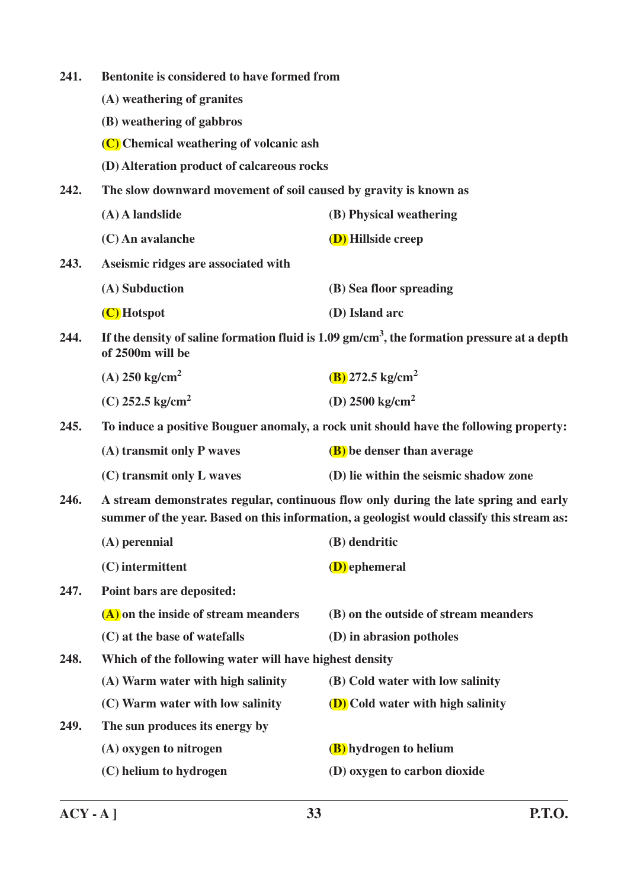241. Bentonite is considered to have formed from

(A) weathering of granites

(B) weathering of gabbros

(C) Chemical weathering of volcanic ash

(D) Alteration product of calcareous rocks

242. The slow downward movement of soil caused by gravity is known as

(A) A landslide

(B) Physical weathering

(C) An avalanche

(D) Hillside creep

243. Aseismic ridges are associated with

(A) Subduction

(B) Sea floor spreading

(C) Hotspot

(D) Island arc

244. If the density of saline formation fluid is 1.09 $gm/cm^3$, the formation pressure at a depth of 2500m will be

(A) 250 $kg/cm^2$

(B) 272.5 $kg/cm^2$

(C) 252.5 $kg/cm^2$

(D) 2500 $kg/cm^2$

245. To induce a positive Bouguer anomaly, a rock unit should have the following property:

(A) transmit only P waves

(B) be denser than average

(C) transmit only L waves

(D) lie within the seismic shadow zone

246. A stream demonstrates regular, continuous flow only during the late spring and early summer of the year. Based on this information, a geologist would classify this stream as:

(A) perennial

(B) dendritic

(C) intermittent

(D) ephemeral

247. Point bars are deposited:

(A) on the inside of stream meanders

(B) on the outside of stream meanders

(C) at the base of waterfalls

(D) in abrasion potholes

248. Which of the following water will have highest density

(A) Warm water with high salinity

(B) Cold water with low salinity

(C) Warm water with low salinity

(D) Cold water with high salinity

249. The sun produces its energy by

(A) oxygen to nitrogen

(B) hydrogen to helium

(C) helium to hydrogen

(D) oxygen to carbon dioxide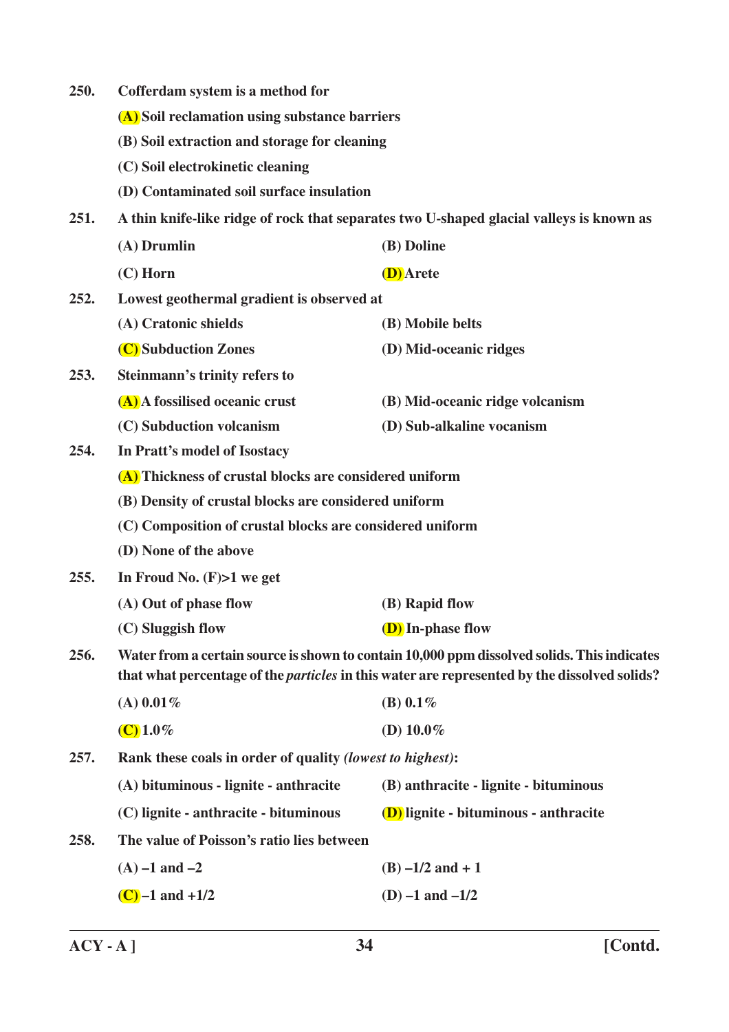**250. Cofferdam system is a method for**

**(A) Soil reclamation using substance barriers**

**(B) Soil extraction and storage for cleaning**

**(C) Soil electrokinetic cleaning**

**(D) Contaminated soil surface insulation**

**251. A thin knife-like ridge of rock that separates two U-shaped glacial valleys is known as**

**(A) Drumlin** **(B) Doline**

**(C) Horn** **(D) Arete**

**252. Lowest geothermal gradient is observed at**

**(A) Cratonic shields** **(B) Mobile belts**

**(C) Subduction Zones** **(D) Mid-oceanic ridges**

**253. Steinmann's trinity refers to**

**(A) A fossilised oceanic crust** **(B) Mid-oceanic ridge volcanism**

**(C) Subduction volcanism** **(D) Sub-alkaline vocanism**

**254. In Pratt's model of Isostacy**

**(A) Thickness of crustal blocks are considered uniform**

**(B) Density of crustal blocks are considered uniform**

**(C) Composition of crustal blocks are considered uniform**

**(D) None of the above**

**255. In Froud No. (F)>1 we get**

**(A) Out of phase flow** **(B) Rapid flow**

**(C) Sluggish flow** **(D) In-phase flow**

**256. Water from a certain source is shown to contain 10,000 ppm dissolved solids. This indicates that what percentage of the *particles* in this water are represented by the dissolved solids?**

**(A) 0.01%** **(B) 0.1%**

**(C) 1.0%** **(D) 10.0%**

**257. Rank these coals in order of quality *(lowest to highest)*:**

**(A) bituminous - lignite - anthracite** **(B) anthracite - lignite - bituminous**

**(C) lignite - anthracite - bituminous** **(D) lignite - bituminous - anthracite**

**258. The value of Poisson's ratio lies between**

**(A) –1 and –2** **(B) –1/2 and + 1**

**(C) –1 and +1/2** **(D) –1 and –1/2**

**ACY - A ]** **[Contd.**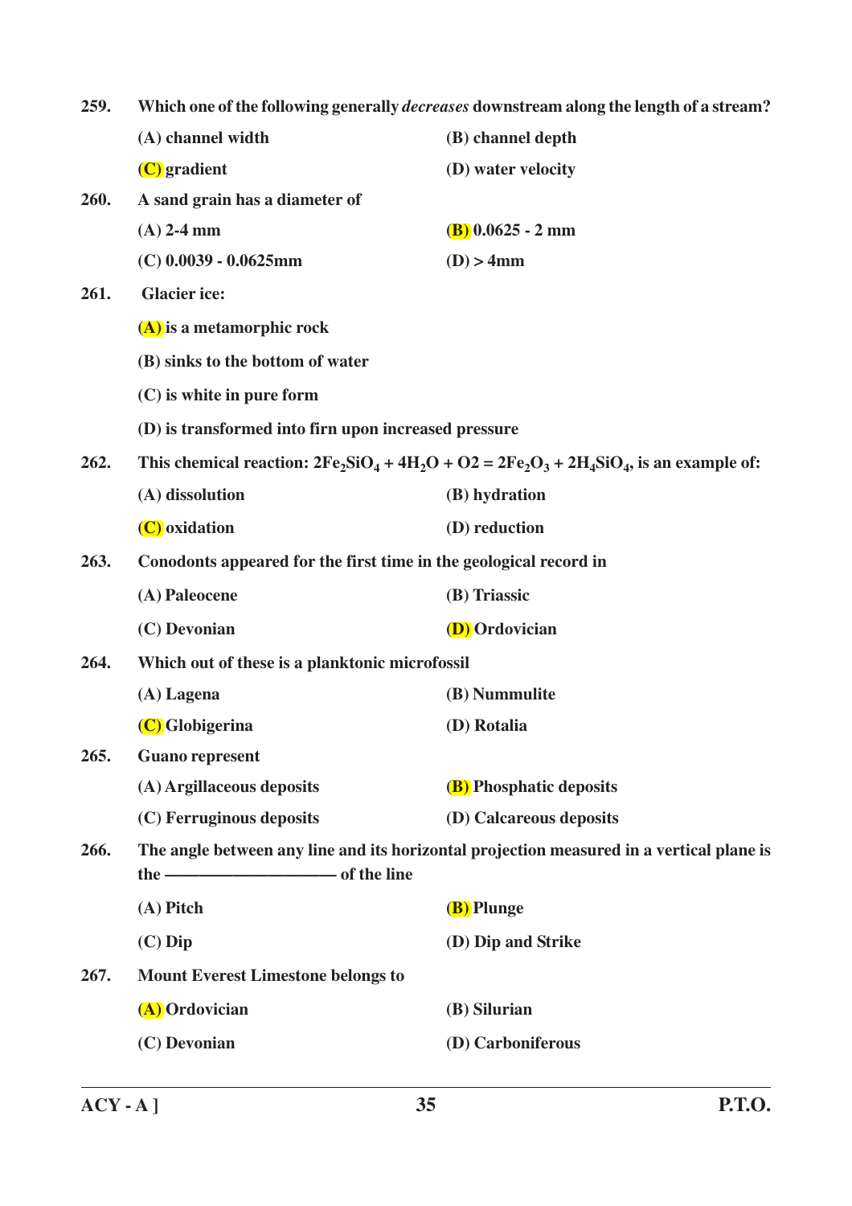**259.** Which one of the following generally *decreases* downstream along the length of a stream?

(A) channel width | (B) channel depth

(C) gradient | (D) water velocity

**260.** A sand grain has a diameter of

(A) 2-4 mm | (B) 0.0625 - 2 mm

(C) 0.0039 - 0.0625mm | (D) > 4mm

**261.** Glacier ice:

(A) is a metamorphic rock

(B) sinks to the bottom of water

(C) is white in pure form

(D) is transformed into firn upon increased pressure

**262.** This chemical reaction: $2Fe_2SiO_4 + 4H_2O + O2 = 2Fe_2O_3 + 2H_4SiO_4$, is an example of:

(A) dissolution | (B) hydration

(C) oxidation | (D) reduction

**263.** Conodonts appeared for the first time in the geological record in

(A) Paleocene | (B) Triassic

(C) Devonian | (D) Ordovician

**264.** Which out of these is a planktonic microfossil

(A) Lagena | (B) Nummulite

(C) Globigerina | (D) Rotalia

**265.** Guano represent

(A) Argillaceous deposits | (B) Phosphatic deposits

(C) Ferruginous deposits | (D) Calcareous deposits

**266.** The angle between any line and its horizontal projection measured in a vertical plane is the —————————— of the line

(A) Pitch | (B) Plunge

(C) Dip | (D) Dip and Strike

**267.** Mount Everest Limestone belongs to

(A) Ordovician | (B) Silurian

(C) Devonian | (D) Carboniferous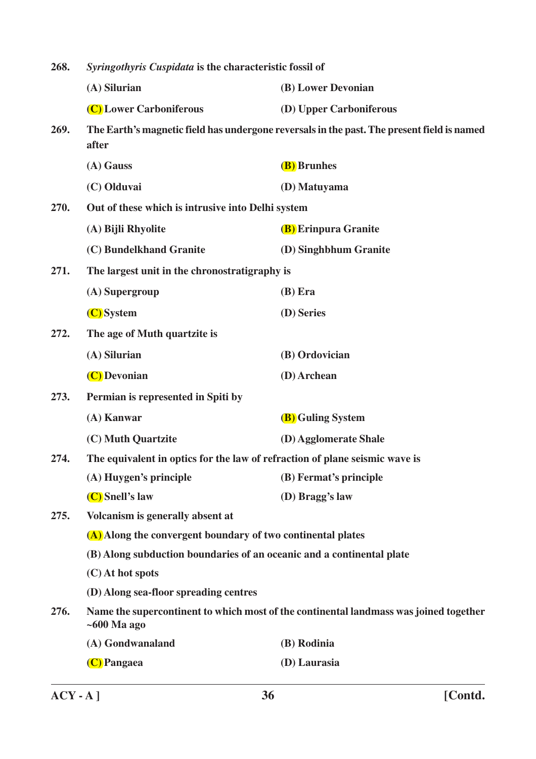**268.** *Syringothyris Cuspidata* **is the characteristic fossil of**

(A) Silurian
(B) Lower Devonian
(C) Lower Carboniferous
(D) Upper Carboniferous

**269.** **The Earth's magnetic field has undergone reversals in the past. The present field is named after**

(A) Gauss
(B) Brunhes
(C) Olduvai
(D) Matuyama

**270.** **Out of these which is intrusive into Delhi system**

(A) Bijli Rhyolite
(B) Erinpura Granite
(C) Bundelkhand Granite
(D) Singhbhum Granite

**271.** **The largest unit in the chronostratigraphy is**

(A) Supergroup
(B) Era
(C) System
(D) Series

**272.** **The age of Muth quartzite is**

(A) Silurian
(B) Ordovician
(C) Devonian
(D) Archean

**273.** **Permian is represented in Spiti by**

(A) Kanwar
(B) Guling System
(C) Muth Quartzite
(D) Agglomerate Shale

**274.** **The equivalent in optics for the law of refraction of plane seismic wave is**

(A) Huygen's principle
(B) Fermat's principle
(C) Snell's law
(D) Bragg's law

**275.** **Volcanism is generally absent at**

(A) Along the convergent boundary of two continental plates
(B) Along subduction boundaries of an oceanic and a continental plate
(C) At hot spots
(D) Along sea-floor spreading centres

**276.** **Name the supercontinent to which most of the continental landmass was joined together ~600 Ma ago**

(A) Gondwanaland
(B) Rodinia
(C) Pangaea
(D) Laurasia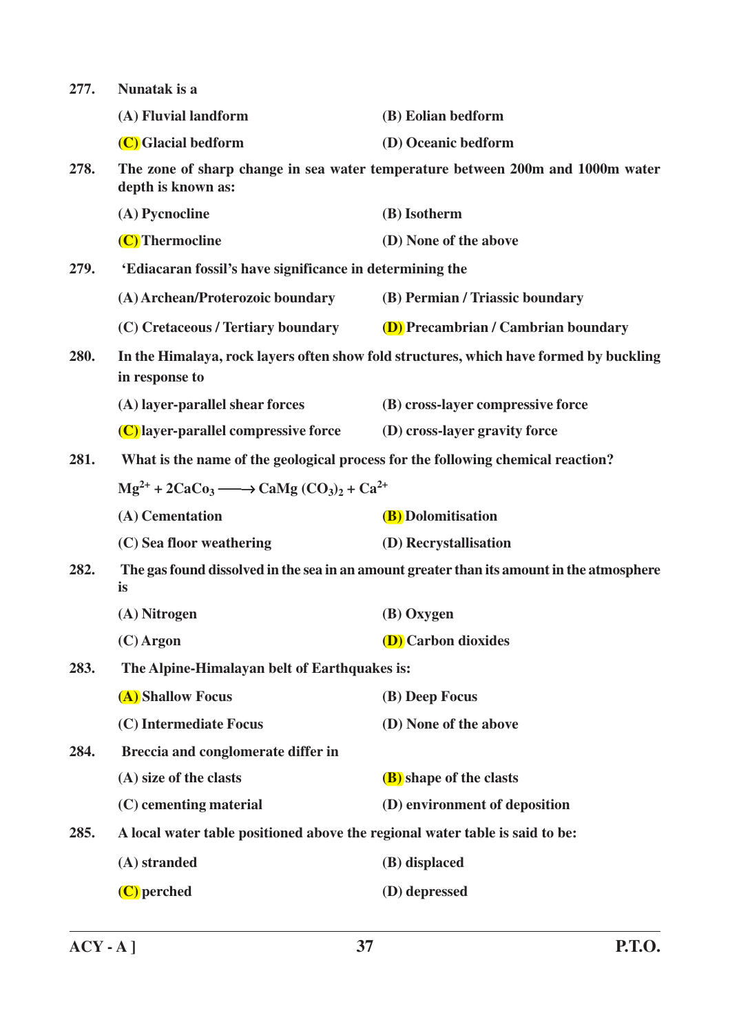277. Nunatak is a

(A) Fluvial landform

(B) Eolian bedform

(C) Glacial bedform

(D) Oceanic bedform

278. The zone of sharp change in sea water temperature between 200m and 1000m water depth is known as:

(A) Pycnocline

(B) Isotherm

(C) Thermocline

(D) None of the above

279. 'Ediacaran fossil's have significance in determining the

(A) Archean/Proterozoic boundary

(B) Permian / Triassic boundary

(C) Cretaceous / Tertiary boundary

(D) Precambrian / Cambrian boundary

280. In the Himalaya, rock layers often show fold structures, which have formed by buckling in response to

(A) layer-parallel shear forces

(B) cross-layer compressive force

(C) layer-parallel compressive force

(D) cross-layer gravity force

281. What is the name of the geological process for the following chemical reaction?

$Mg^{2+} + 2CaCo_3 \longrightarrow CaMg\,(CO_3)_2 + Ca^{2+}$

(A) Cementation

(B) Dolomitisation

(C) Sea floor weathering

(D) Recrystallisation

282. The gas found dissolved in the sea in an amount greater than its amount in the atmosphere is

(A) Nitrogen

(B) Oxygen

(C) Argon

(D) Carbon dioxides

283. The Alpine-Himalayan belt of Earthquakes is:

(A) Shallow Focus

(B) Deep Focus

(C) Intermediate Focus

(D) None of the above

284. Breccia and conglomerate differ in

(A) size of the clasts

(B) shape of the clasts

(C) cementing material

(D) environment of deposition

285. A local water table positioned above the regional water table is said to be:

(A) stranded

(B) displaced

(C) perched

(D) depressed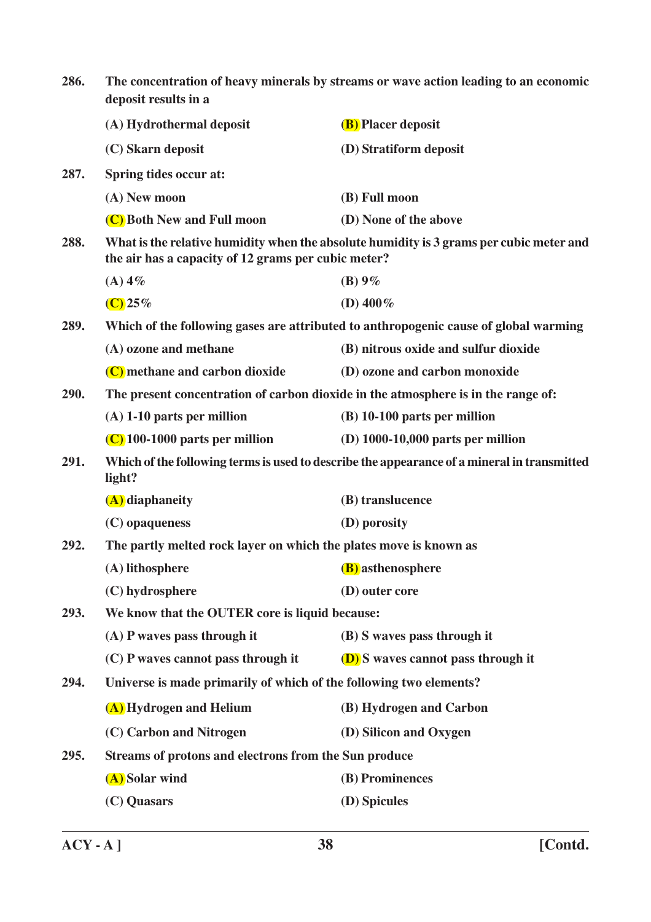286. The concentration of heavy minerals by streams or wave action leading to an economic deposit results in a

(A) Hydrothermal deposit
(B) Placer deposit
(C) Skarn deposit
(D) Stratiform deposit

287. Spring tides occur at:

(A) New moon
(B) Full moon
(C) Both New and Full moon
(D) None of the above

288. What is the relative humidity when the absolute humidity is 3 grams per cubic meter and the air has a capacity of 12 grams per cubic meter?

(A) 4%
(B) 9%
(C) 25%
(D) 400%

289. Which of the following gases are attributed to anthropogenic cause of global warming

(A) ozone and methane
(B) nitrous oxide and sulfur dioxide
(C) methane and carbon dioxide
(D) ozone and carbon monoxide

290. The present concentration of carbon dioxide in the atmosphere is in the range of:

(A) 1-10 parts per million
(B) 10-100 parts per million
(C) 100-1000 parts per million
(D) 1000-10,000 parts per million

291. Which of the following terms is used to describe the appearance of a mineral in transmitted light?

(A) diaphaneity
(B) translucence
(C) opaqueness
(D) porosity

292. The partly melted rock layer on which the plates move is known as

(A) lithosphere
(B) asthenosphere
(C) hydrosphere
(D) outer core

293. We know that the OUTER core is liquid because:

(A) P waves pass through it
(B) S waves pass through it
(C) P waves cannot pass through it
(D) S waves cannot pass through it

294. Universe is made primarily of which of the following two elements?

(A) Hydrogen and Helium
(B) Hydrogen and Carbon
(C) Carbon and Nitrogen
(D) Silicon and Oxygen

295. Streams of protons and electrons from the Sun produce

(A) Solar wind
(B) Prominences
(C) Quasars
(D) Spicules

ACY - A ]

[Contd.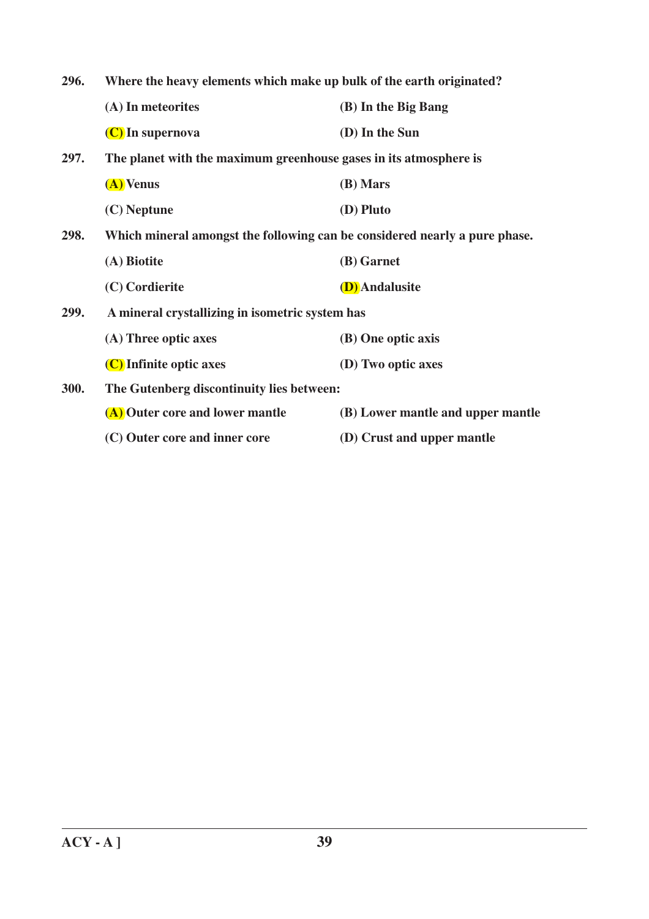**296. Where the heavy elements which make up bulk of the earth originated?**

**(A) In meteorites** **(B) In the Big Bang**

**(C) In supernova** **(D) In the Sun**

**297. The planet with the maximum greenhouse gases in its atmosphere is**

**(A) Venus** **(B) Mars**

**(C) Neptune** **(D) Pluto**

**298. Which mineral amongst the following can be considered nearly a pure phase.**

**(A) Biotite** **(B) Garnet**

**(C) Cordierite** **(D) Andalusite**

**299. A mineral crystallizing in isometric system has**

**(A) Three optic axes** **(B) One optic axis**

**(C) Infinite optic axes** **(D) Two optic axes**

**300. The Gutenberg discontinuity lies between:**

**(A) Outer core and lower mantle** **(B) Lower mantle and upper mantle**

**(C) Outer core and inner core** **(D) Crust and upper mantle**